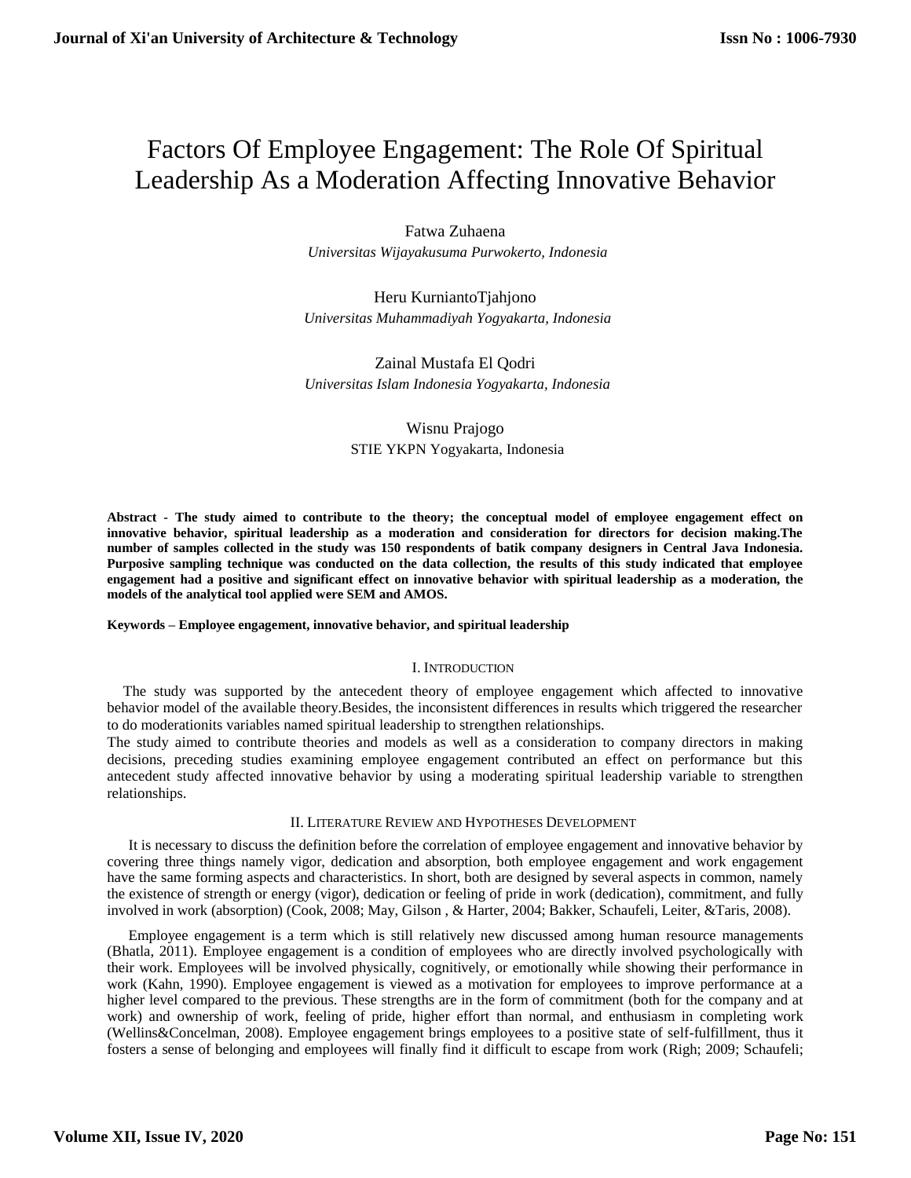# Factors Of Employee Engagement: The Role Of Spiritual Leadership As a Moderation Affecting Innovative Behavior

Fatwa Zuhaena
*Universitas Wijayakusuma Purwokerto, Indonesia*

Heru KurniantoTjahjono
*Universitas Muhammadiyah Yogyakarta, Indonesia*

Zainal Mustafa El Qodri
*Universitas Islam Indonesia Yogyakarta, Indonesia*

Wisnu Prajogo
STIE YKPN Yogyakarta, Indonesia

**Abstract - The study aimed to contribute to the theory; the conceptual model of employee engagement effect on innovative behavior, spiritual leadership as a moderation and consideration for directors for decision making.The number of samples collected in the study was 150 respondents of batik company designers in Central Java Indonesia. Purposive sampling technique was conducted on the data collection, the results of this study indicated that employee engagement had a positive and significant effect on innovative behavior with spiritual leadership as a moderation, the models of the analytical tool applied were SEM and AMOS.**

**Keywords – Employee engagement, innovative behavior, and spiritual leadership**

## I. Introduction

The study was supported by the antecedent theory of employee engagement which affected to innovative behavior model of the available theory.Besides, the inconsistent differences in results which triggered the researcher to do moderationits variables named spiritual leadership to strengthen relationships.

The study aimed to contribute theories and models as well as a consideration to company directors in making decisions, preceding studies examining employee engagement contributed an effect on performance but this antecedent study affected innovative behavior by using a moderating spiritual leadership variable to strengthen relationships.

## II. Literature Review and Hypotheses Development

It is necessary to discuss the definition before the correlation of employee engagement and innovative behavior by covering three things namely vigor, dedication and absorption, both employee engagement and work engagement have the same forming aspects and characteristics. In short, both are designed by several aspects in common, namely the existence of strength or energy (vigor), dedication or feeling of pride in work (dedication), commitment, and fully involved in work (absorption) (Cook, 2008; May, Gilson , & Harter, 2004; Bakker, Schaufeli, Leiter, &Taris, 2008).

Employee engagement is a term which is still relatively new discussed among human resource managements (Bhatla, 2011). Employee engagement is a condition of employees who are directly involved psychologically with their work. Employees will be involved physically, cognitively, or emotionally while showing their performance in work (Kahn, 1990). Employee engagement is viewed as a motivation for employees to improve performance at a higher level compared to the previous. These strengths are in the form of commitment (both for the company and at work) and ownership of work, feeling of pride, higher effort than normal, and enthusiasm in completing work (Wellins&Concelman, 2008). Employee engagement brings employees to a positive state of self-fulfillment, thus it fosters a sense of belonging and employees will finally find it difficult to escape from work (Righ; 2009; Schaufeli;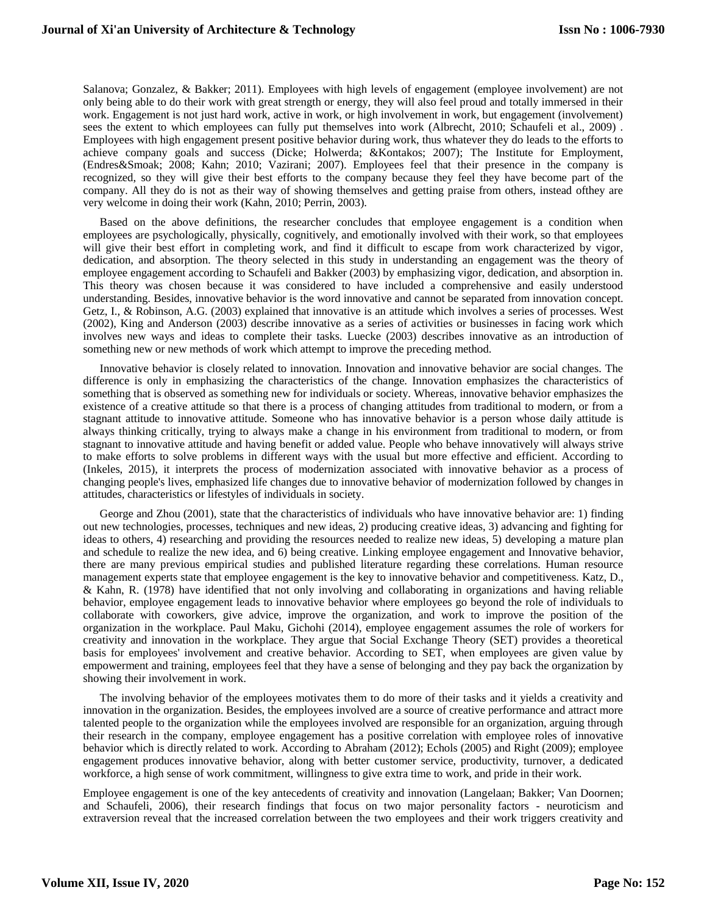Salanova; Gonzalez, & Bakker; 2011). Employees with high levels of engagement (employee involvement) are not only being able to do their work with great strength or energy, they will also feel proud and totally immersed in their work. Engagement is not just hard work, active in work, or high involvement in work, but engagement (involvement) sees the extent to which employees can fully put themselves into work (Albrecht, 2010; Schaufeli et al., 2009) . Employees with high engagement present positive behavior during work, thus whatever they do leads to the efforts to achieve company goals and success (Dicke; Holwerda; &Kontakos; 2007); The Institute for Employment, (Endres&Smoak; 2008; Kahn; 2010; Vazirani; 2007). Employees feel that their presence in the company is recognized, so they will give their best efforts to the company because they feel they have become part of the company. All they do is not as their way of showing themselves and getting praise from others, instead ofthey are very welcome in doing their work (Kahn, 2010; Perrin, 2003).

Based on the above definitions, the researcher concludes that employee engagement is a condition when employees are psychologically, physically, cognitively, and emotionally involved with their work, so that employees will give their best effort in completing work, and find it difficult to escape from work characterized by vigor, dedication, and absorption. The theory selected in this study in understanding an engagement was the theory of employee engagement according to Schaufeli and Bakker (2003) by emphasizing vigor, dedication, and absorption in. This theory was chosen because it was considered to have included a comprehensive and easily understood understanding. Besides, innovative behavior is the word innovative and cannot be separated from innovation concept. Getz, I., & Robinson, A.G. (2003) explained that innovative is an attitude which involves a series of processes. West (2002), King and Anderson (2003) describe innovative as a series of activities or businesses in facing work which involves new ways and ideas to complete their tasks. Luecke (2003) describes innovative as an introduction of something new or new methods of work which attempt to improve the preceding method.

Innovative behavior is closely related to innovation. Innovation and innovative behavior are social changes. The difference is only in emphasizing the characteristics of the change. Innovation emphasizes the characteristics of something that is observed as something new for individuals or society. Whereas, innovative behavior emphasizes the existence of a creative attitude so that there is a process of changing attitudes from traditional to modern, or from a stagnant attitude to innovative attitude. Someone who has innovative behavior is a person whose daily attitude is always thinking critically, trying to always make a change in his environment from traditional to modern, or from stagnant to innovative attitude and having benefit or added value. People who behave innovatively will always strive to make efforts to solve problems in different ways with the usual but more effective and efficient. According to (Inkeles, 2015), it interprets the process of modernization associated with innovative behavior as a process of changing people's lives, emphasized life changes due to innovative behavior of modernization followed by changes in attitudes, characteristics or lifestyles of individuals in society.

George and Zhou (2001), state that the characteristics of individuals who have innovative behavior are: 1) finding out new technologies, processes, techniques and new ideas, 2) producing creative ideas, 3) advancing and fighting for ideas to others, 4) researching and providing the resources needed to realize new ideas, 5) developing a mature plan and schedule to realize the new idea, and 6) being creative. Linking employee engagement and Innovative behavior, there are many previous empirical studies and published literature regarding these correlations. Human resource management experts state that employee engagement is the key to innovative behavior and competitiveness. Katz, D., & Kahn, R. (1978) have identified that not only involving and collaborating in organizations and having reliable behavior, employee engagement leads to innovative behavior where employees go beyond the role of individuals to collaborate with coworkers, give advice, improve the organization, and work to improve the position of the organization in the workplace. Paul Maku, Gichohi (2014), employee engagement assumes the role of workers for creativity and innovation in the workplace. They argue that Social Exchange Theory (SET) provides a theoretical basis for employees' involvement and creative behavior. According to SET, when employees are given value by empowerment and training, employees feel that they have a sense of belonging and they pay back the organization by showing their involvement in work.

The involving behavior of the employees motivates them to do more of their tasks and it yields a creativity and innovation in the organization. Besides, the employees involved are a source of creative performance and attract more talented people to the organization while the employees involved are responsible for an organization, arguing through their research in the company, employee engagement has a positive correlation with employee roles of innovative behavior which is directly related to work. According to Abraham (2012); Echols (2005) and Right (2009); employee engagement produces innovative behavior, along with better customer service, productivity, turnover, a dedicated workforce, a high sense of work commitment, willingness to give extra time to work, and pride in their work.

Employee engagement is one of the key antecedents of creativity and innovation (Langelaan; Bakker; Van Doornen; and Schaufeli, 2006), their research findings that focus on two major personality factors - neuroticism and extraversion reveal that the increased correlation between the two employees and their work triggers creativity and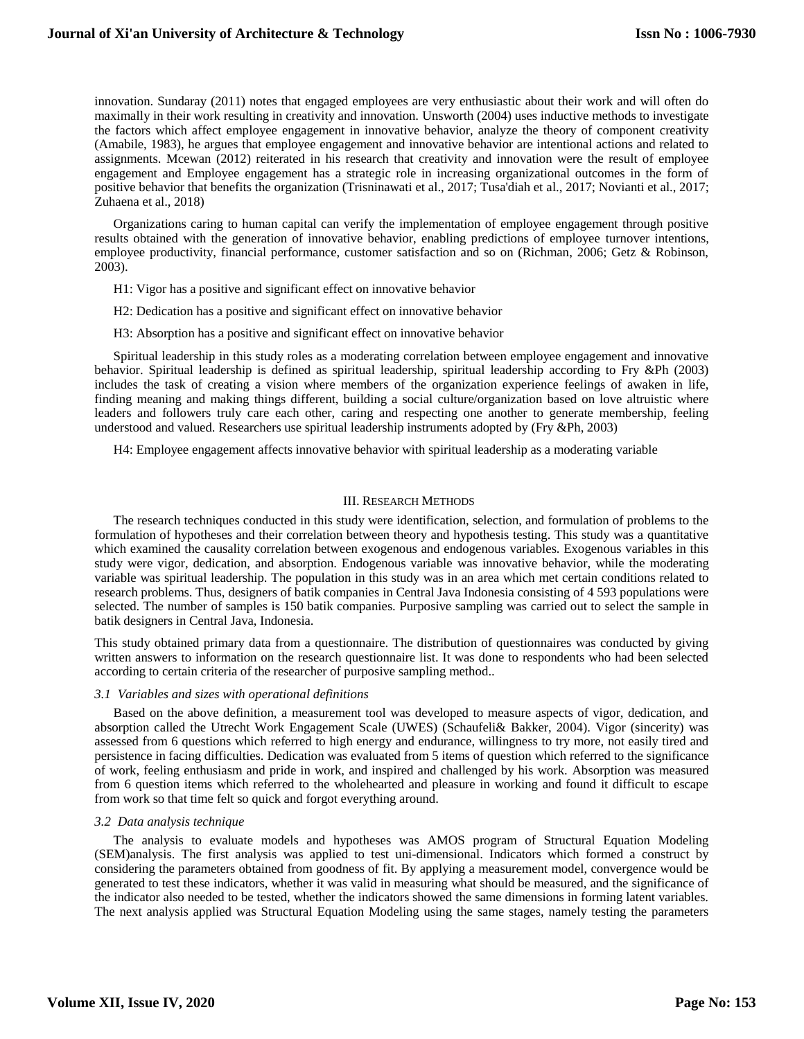innovation. Sundaray (2011) notes that engaged employees are very enthusiastic about their work and will often do maximally in their work resulting in creativity and innovation. Unsworth (2004) uses inductive methods to investigate the factors which affect employee engagement in innovative behavior, analyze the theory of component creativity (Amabile, 1983), he argues that employee engagement and innovative behavior are intentional actions and related to assignments. Mcewan (2012) reiterated in his research that creativity and innovation were the result of employee engagement and Employee engagement has a strategic role in increasing organizational outcomes in the form of positive behavior that benefits the organization (Trisninawati et al., 2017; Tusa'diah et al., 2017; Novianti et al., 2017; Zuhaena et al., 2018)

Organizations caring to human capital can verify the implementation of employee engagement through positive results obtained with the generation of innovative behavior, enabling predictions of employee turnover intentions, employee productivity, financial performance, customer satisfaction and so on (Richman, 2006; Getz & Robinson, 2003).

H1: Vigor has a positive and significant effect on innovative behavior

H2: Dedication has a positive and significant effect on innovative behavior

H3: Absorption has a positive and significant effect on innovative behavior

Spiritual leadership in this study roles as a moderating correlation between employee engagement and innovative behavior. Spiritual leadership is defined as spiritual leadership, spiritual leadership according to Fry &Ph (2003) includes the task of creating a vision where members of the organization experience feelings of awaken in life, finding meaning and making things different, building a social culture/organization based on love altruistic where leaders and followers truly care each other, caring and respecting one another to generate membership, feeling understood and valued. Researchers use spiritual leadership instruments adopted by (Fry &Ph, 2003)

H4: Employee engagement affects innovative behavior with spiritual leadership as a moderating variable

## III. Research Methods

The research techniques conducted in this study were identification, selection, and formulation of problems to the formulation of hypotheses and their correlation between theory and hypothesis testing. This study was a quantitative which examined the causality correlation between exogenous and endogenous variables. Exogenous variables in this study were vigor, dedication, and absorption. Endogenous variable was innovative behavior, while the moderating variable was spiritual leadership. The population in this study was in an area which met certain conditions related to research problems. Thus, designers of batik companies in Central Java Indonesia consisting of 4 593 populations were selected. The number of samples is 150 batik companies. Purposive sampling was carried out to select the sample in batik designers in Central Java, Indonesia.

This study obtained primary data from a questionnaire. The distribution of questionnaires was conducted by giving written answers to information on the research questionnaire list. It was done to respondents who had been selected according to certain criteria of the researcher of purposive sampling method..

### *3.1 Variables and sizes with operational definitions*

Based on the above definition, a measurement tool was developed to measure aspects of vigor, dedication, and absorption called the Utrecht Work Engagement Scale (UWES) (Schaufeli& Bakker, 2004). Vigor (sincerity) was assessed from 6 questions which referred to high energy and endurance, willingness to try more, not easily tired and persistence in facing difficulties. Dedication was evaluated from 5 items of question which referred to the significance of work, feeling enthusiasm and pride in work, and inspired and challenged by his work. Absorption was measured from 6 question items which referred to the wholehearted and pleasure in working and found it difficult to escape from work so that time felt so quick and forgot everything around.

### *3.2 Data analysis technique*

The analysis to evaluate models and hypotheses was AMOS program of Structural Equation Modeling (SEM)analysis. The first analysis was applied to test uni-dimensional. Indicators which formed a construct by considering the parameters obtained from goodness of fit. By applying a measurement model, convergence would be generated to test these indicators, whether it was valid in measuring what should be measured, and the significance of the indicator also needed to be tested, whether the indicators showed the same dimensions in forming latent variables. The next analysis applied was Structural Equation Modeling using the same stages, namely testing the parameters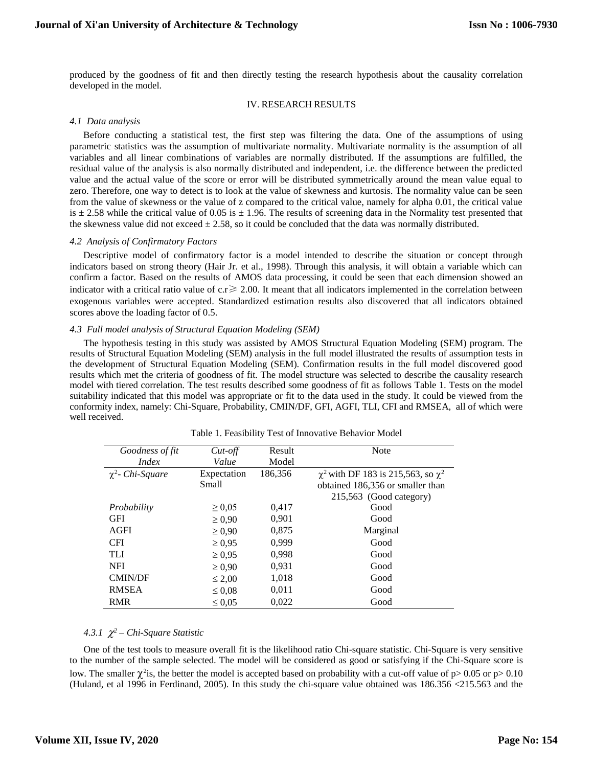produced by the goodness of fit and then directly testing the research hypothesis about the causality correlation developed in the model.

## IV. RESEARCH RESULTS

### *4.1 Data analysis*

Before conducting a statistical test, the first step was filtering the data. One of the assumptions of using parametric statistics was the assumption of multivariate normality. Multivariate normality is the assumption of all variables and all linear combinations of variables are normally distributed. If the assumptions are fulfilled, the residual value of the analysis is also normally distributed and independent, i.e. the difference between the predicted value and the actual value of the score or error will be distributed symmetrically around the mean value equal to zero. Therefore, one way to detect is to look at the value of skewness and kurtosis. The normality value can be seen from the value of skewness or the value of z compared to the critical value, namely for alpha 0.01, the critical value is $\pm$ 2.58 while the critical value of 0.05 is $\pm$ 1.96. The results of screening data in the Normality test presented that the skewness value did not exceed $\pm$ 2.58, so it could be concluded that the data was normally distributed.

### *4.2 Analysis of Confirmatory Factors*

Descriptive model of confirmatory factor is a model intended to describe the situation or concept through indicators based on strong theory (Hair Jr. et al., 1998). Through this analysis, it will obtain a variable which can confirm a factor. Based on the results of AMOS data processing, it could be seen that each dimension showed an indicator with a critical ratio value of c.r $\geqslant$ 2.00. It meant that all indicators implemented in the correlation between exogenous variables were accepted. Standardized estimation results also discovered that all indicators obtained scores above the loading factor of 0.5.

### *4.3 Full model analysis of Structural Equation Modeling (SEM)*

The hypothesis testing in this study was assisted by AMOS Structural Equation Modeling (SEM) program. The results of Structural Equation Modeling (SEM) analysis in the full model illustrated the results of assumption tests in the development of Structural Equation Modeling (SEM). Confirmation results in the full model discovered good results which met the criteria of goodness of fit. The model structure was selected to describe the causality research model with tiered correlation. The test results described some goodness of fit as follows Table 1. Tests on the model suitability indicated that this model was appropriate or fit to the data used in the study. It could be viewed from the conformity index, namely: Chi-Square, Probability, CMIN/DF, GFI, AGFI, TLI, CFI and RMSEA, all of which were well received.

Table 1. Feasibility Test of Innovative Behavior Model

| *Goodness of fit Index* | *Cut-off Value* | Result Model | Note |
|---|---|---|---|
| *$\chi^2$- Chi-Square* | Expectation Small | 186,356 | $\chi^2$ with DF 183 is 215,563, so $\chi^2$ obtained 186,356 or smaller than 215,563 (Good category) |
| *Probability* | $\geq 0,05$ | 0,417 | Good |
| GFI | $\geq 0,90$ | 0,901 | Good |
| AGFI | $\geq 0,90$ | 0,875 | Marginal |
| CFI | $\geq 0,95$ | 0,999 | Good |
| TLI | $\geq 0,95$ | 0,998 | Good |
| NFI | $\geq 0,90$ | 0,931 | Good |
| CMIN/DF | $\leq 2,00$ | 1,018 | Good |
| RMSEA | $\leq 0,08$ | 0,011 | Good |
| RMR | $\leq 0,05$ | 0,022 | Good |

#### *4.3.1 $\chi^2$ – Chi-Square Statistic*

One of the test tools to measure overall fit is the likelihood ratio Chi-square statistic. Chi-Square is very sensitive to the number of the sample selected. The model will be considered as good or satisfying if the Chi-Square score is low. The smaller $\chi^2$is, the better the model is accepted based on probability with a cut-off value of $p > 0.05$ or $p > 0.10$ (Huland, et al 1996 in Ferdinand, 2005). In this study the chi-square value obtained was 186.356 <215.563 and the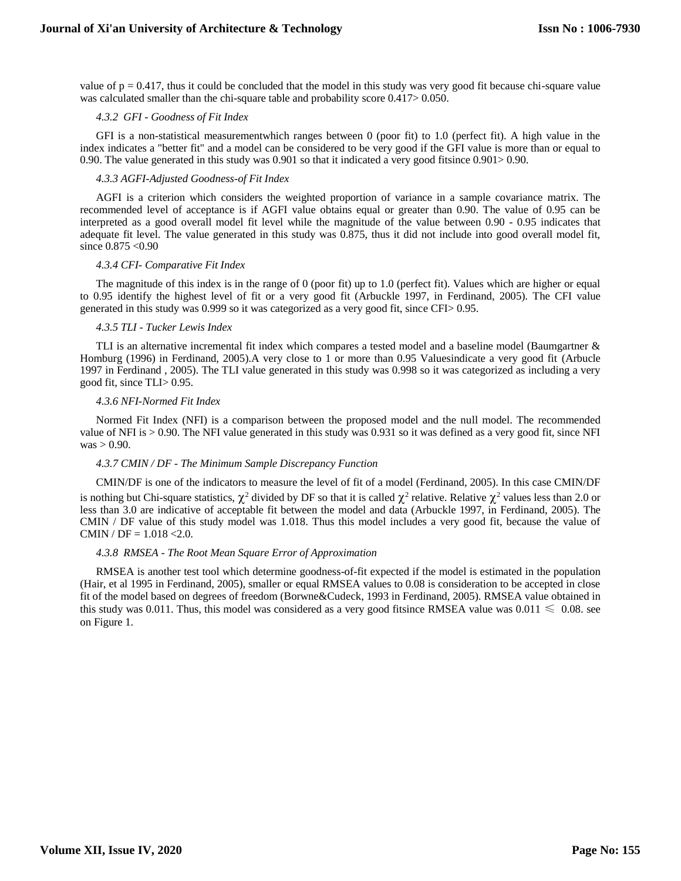value of $p = 0.417$, thus it could be concluded that the model in this study was very good fit because chi-square value was calculated smaller than the chi-square table and probability score $0.417 > 0.050$.

#### *4.3.2 GFI - Goodness of Fit Index*

GFI is a non-statistical measurementwhich ranges between 0 (poor fit) to 1.0 (perfect fit). A high value in the index indicates a "better fit" and a model can be considered to be very good if the GFI value is more than or equal to 0.90. The value generated in this study was 0.901 so that it indicated a very good fitsince $0.901 > 0.90$.

#### *4.3.3 AGFI-Adjusted Goodness-of Fit Index*

AGFI is a criterion which considers the weighted proportion of variance in a sample covariance matrix. The recommended level of acceptance is if AGFI value obtains equal or greater than 0.90. The value of 0.95 can be interpreted as a good overall model fit level while the magnitude of the value between 0.90 - 0.95 indicates that adequate fit level. The value generated in this study was 0.875, thus it did not include into good overall model fit, since $0.875 < 0.90$

#### *4.3.4 CFI- Comparative Fit Index*

The magnitude of this index is in the range of 0 (poor fit) up to 1.0 (perfect fit). Values which are higher or equal to 0.95 identify the highest level of fit or a very good fit (Arbuckle 1997, in Ferdinand, 2005). The CFI value generated in this study was 0.999 so it was categorized as a very good fit, since CFI> 0.95.

#### *4.3.5 TLI - Tucker Lewis Index*

TLI is an alternative incremental fit index which compares a tested model and a baseline model (Baumgartner & Homburg (1996) in Ferdinand, 2005).A very close to 1 or more than 0.95 Valuesindicate a very good fit (Arbucle 1997 in Ferdinand , 2005). The TLI value generated in this study was 0.998 so it was categorized as including a very good fit, since TLI> 0.95.

#### *4.3.6 NFI-Normed Fit Index*

Normed Fit Index (NFI) is a comparison between the proposed model and the null model. The recommended value of NFI is > 0.90. The NFI value generated in this study was 0.931 so it was defined as a very good fit, since NFI was > 0.90.

#### *4.3.7 CMIN / DF - The Minimum Sample Discrepancy Function*

CMIN/DF is one of the indicators to measure the level of fit of a model (Ferdinand, 2005). In this case CMIN/DF is nothing but Chi-square statistics, $\chi^2$ divided by DF so that it is called $\chi^2$ relative. Relative $\chi^2$ values less than 2.0 or less than 3.0 are indicative of acceptable fit between the model and data (Arbuckle 1997, in Ferdinand, 2005). The CMIN / DF value of this study model was 1.018. Thus this model includes a very good fit, because the value of CMIN / DF = 1.018 <2.0.

#### *4.3.8 RMSEA - The Root Mean Square Error of Approximation*

RMSEA is another test tool which determine goodness-of-fit expected if the model is estimated in the population (Hair, et al 1995 in Ferdinand, 2005), smaller or equal RMSEA values to 0.08 is consideration to be accepted in close fit of the model based on degrees of freedom (Borwne&Cudeck, 1993 in Ferdinand, 2005). RMSEA value obtained in this study was 0.011. Thus, this model was considered as a very good fitsince RMSEA value was $0.011 \leqslant 0.08$. see on Figure 1.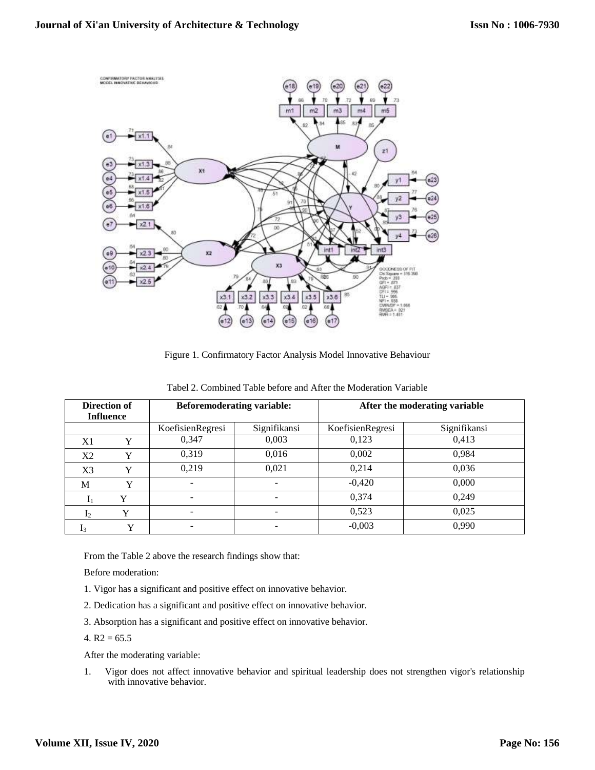Figure 1. Confirmatory Factor Analysis Model Innovative Behaviour

Tabel 2. Combined Table before and After the Moderation Variable

| Direction of Influence | | Beforemoderating variable: | | After the moderating variable | |
|---|---|---|---|---|---|
| | | KoefisienRegresi | Signifikansi | KoefisienRegresi | Signifikansi |
| X1 | Y | 0,347 | 0,003 | 0,123 | 0,413 |
| X2 | Y | 0,319 | 0,016 | 0,002 | 0,984 |
| X3 | Y | 0,219 | 0,021 | 0,214 | 0,036 |
| M | Y | - | - | -0,420 | 0,000 |
| $I_1$ | Y | - | - | 0,374 | 0,249 |
| $I_2$ | Y | - | - | 0,523 | 0,025 |
| $I_3$ | Y | - | - | -0,003 | 0,990 |

From the Table 2 above the research findings show that:

Before moderation:

1. Vigor has a significant and positive effect on innovative behavior.
2. Dedication has a significant and positive effect on innovative behavior.
3. Absorption has a significant and positive effect on innovative behavior.
4. R2 = 65.5

After the moderating variable:

1. Vigor does not affect innovative behavior and spiritual leadership does not strengthen vigor's relationship with innovative behavior.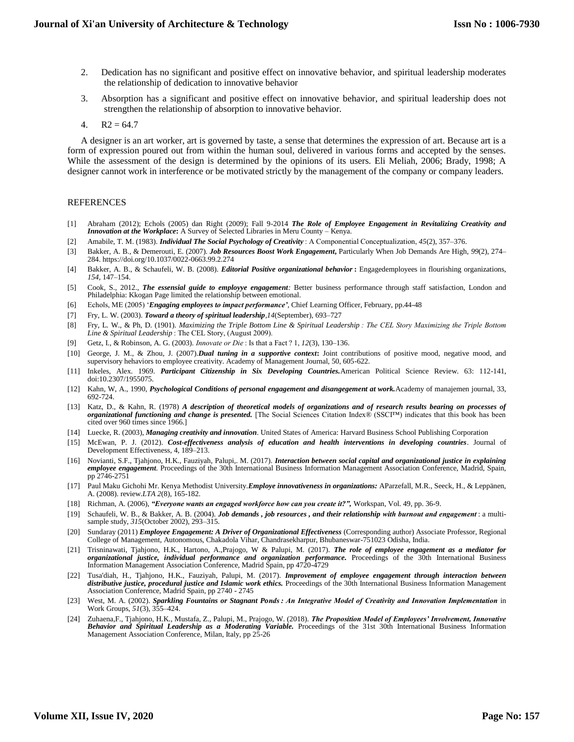2. Dedication has no significant and positive effect on innovative behavior, and spiritual leadership moderates the relationship of dedication to innovative behavior

3. Absorption has a significant and positive effect on innovative behavior, and spiritual leadership does not strengthen the relationship of absorption to innovative behavior.

4. R2 = 64.7

A designer is an art worker, art is governed by taste, a sense that determines the expression of art. Because art is a form of expression poured out from within the human soul, delivered in various forms and accepted by the senses. While the assessment of the design is determined by the opinions of its users. Eli Meliah, 2006; Brady, 1998; A designer cannot work in interference or be motivated strictly by the management of the company or company leaders.

## REFERENCES

[1] Abraham (2012); Echols (2005) dan Right (2009); Fall 9-2014 ***The Role of Employee Engagement in Revitalizing Creativity and Innovation at the Workplace*:** A Survey of Selected Libraries in Meru County – Kenya.

[2] Amabile, T. M. (1983). ***Individual The Social Psychology of Creativity*** : A Componential Conceptualization, *45*(2), 357–376.

[3] Bakker, A. B., & Demerouti, E. (2007). ***Job Resources Boost Work Engagement*,** Particularly When Job Demands Are High, *99*(2), 274–284. https://doi.org/10.1037/0022-0663.99.2.274

[4] Bakker, A. B., & Schaufeli, W. B. (2008). ***Editorial Positive organizational behavior*** **:** Engagedemployees in flourishing organizations, *154*, 147–154.

[5] Cook, S., 2012., ***The essensial guide to employye engagement****:* Better business performance through staff satisfaction, London and Philadelphia: Kkogan Page limited the relationship between emotional.

[6] Echols, ME (2005) '***Engaging employees to impact performance'***, Chief Learning Officer, February, pp.44-48

[7] Fry, L. W. (2003). ***Toward a theory of spiritual leadership***,*14*(September), 693–727

[8] Fry, L. W., & Ph, D. (1901). *Maximizing the Triple Bottom Line & Spiritual Leadership : The CEL Story Maximizing the Triple Bottom Line & Spiritual Leadership* : The CEL Story, (August 2009).

[9] Getz, I., & Robinson, A. G. (2003). *Innovate or Die* : Is that a Fact ? 1, *12*(3), 130–136.

[10] George, J. M., & Zhou, J. (2007).***Dual tuning in a supportive context*:** Joint contributions of positive mood, negative mood, and supervisory behaviors to employee creativity. Academy of Management Journal, 50, 605-622.

[11] Inkeles, Alex. 1969. ***Participant Citizenship in Six Developing Countries.***American Political Science Review. 63: 112-141, doi:10.2307/1955075.

[12] Kahn, W, A., 1990, ***Psychological Conditions of personal engagement and disangegement at work.***Academy of manajemen journal, 33, 692-724.

[13] Katz, D., & Kahn, R. (1978) ***A description of theoretical models of organizations and of research results bearing on processes of organizational functioning and change is presented.*** [The Social Sciences Citation Index® (SSCI™) indicates that this book has been cited over 960 times since 1966.]

[14] Luecke, R. (2003), ***Managing creativity and innovation***. United States of America: Harvard Business School Publishing Corporation

[15] McEwan, P. J. (2012). ***Cost-effectiveness analysis of education and health interventions in developing countries***. Journal of Development Effectiveness, 4, 189–213.

[16] Novianti, S.F., Tjahjono, H.K., Fauziyah, Palupi,. M. (2017). ***Interaction between social capital and organizational justice in explaining employee engagement***. Proceedings of the 30th International Business Information Management Association Conference, Madrid, Spain, pp 2746-2751

[17] Paul Maku Gichohi Mr. Kenya Methodist University.***Employe innovativeness in organizations:*** AParzefall, M.R., Seeck, H., & Leppänen, A. (2008). review.*LTA 2*(8), 165-182.

[18] Richman, A. (2006), ***"Everyone wants an engaged workforce how can you create it?",*** Workspan, Vol. 49, pp. 36-9.

[19] Schaufeli, W. B., & Bakker, A. B. (2004). ***Job demands , job resources , and their relationship with burnout and engagement*** : a multi-sample study, *315*(October 2002), 293–315.

[20] Sundaray (2011) ***Employee Engagement: A Driver of Organizational Effectiveness*** (Corresponding author) Associate Professor, Regional College of Management, Autonomous, Chakadola Vihar, Chandrasekharpur, Bhubaneswar-751023 Odisha, India.

[21] Trisninawati, Tjahjono, H.K., Hartono, A.,Prajogo, W & Palupi, M. (2017). ***The role of employee engagement as a mediator for organizational justice, individual performance and organization performance.*** Proceedings of the 30th International Business Information Management Association Conference, Madrid Spain, pp 4720-4729

[22] Tusa'diah, H., Tjahjono, H.K., Fauziyah, Palupi, M. (2017). ***Improvement of employee engagement through interaction between distributive justice, procedural justice and Islamic work ethics.*** Proceedings of the 30th International Business Information Management Association Conference, Madrid Spain, pp 2740 - 2745

[23] West, M. A. (2002). ***Sparkling Fountains or Stagnant Ponds : An Integrative Model of Creativity and Innovation Implementation*** in Work Groups, *51*(3), 355–424.

[24] Zuhaena,F., Tjahjono, H.K., Mustafa, Z., Palupi, M., Prajogo, W. (2018). ***The Proposition Model of Employees' Involvement, Innovative Behavior and Spiritual Leadership as a Moderating Variable.*** Proceedings of the 31st 30th International Business Information Management Association Conference, Milan, Italy, pp 25-26